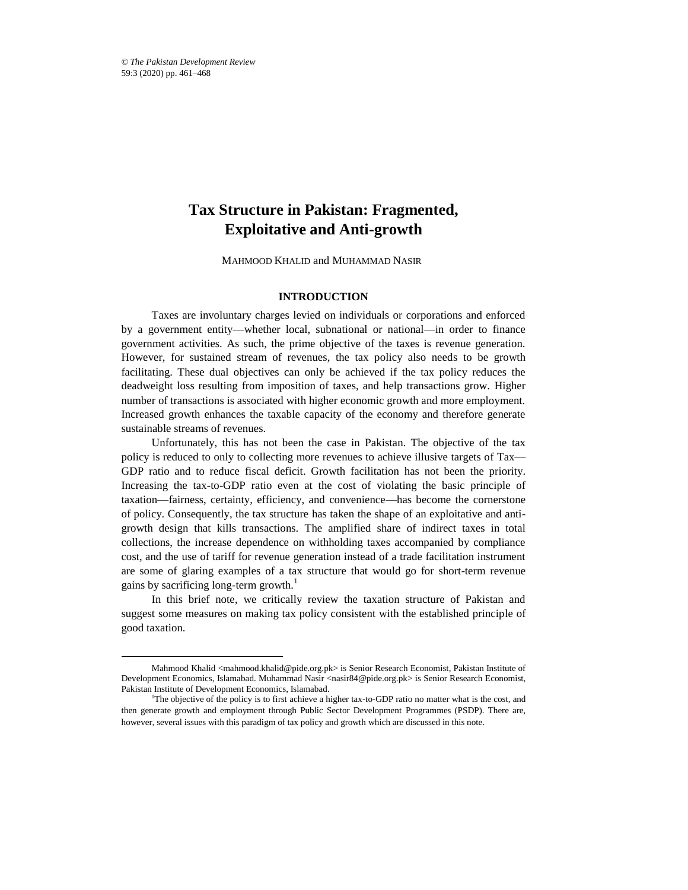# Tax Structure in Pakistan: Fragmented, Exploitative and Anti-growth

MAHMOOD KHALID and MUHAMMAD NASIR

## INTRODUCTION

Taxes are involuntary charges levied on individuals or corporations and enforced by a government entity—whether local, subnational or national—in order to finance government activities. As such, the prime objective of the taxes is revenue generation. However, for sustained stream of revenues, the tax policy also needs to be growth facilitating. These dual objectives can only be achieved if the tax policy reduces the deadweight loss resulting from imposition of taxes, and help transactions grow. Higher number of transactions is associated with higher economic growth and more employment. Increased growth enhances the taxable capacity of the economy and therefore generate sustainable streams of revenues.

Unfortunately, this has not been the case in Pakistan. The objective of the tax policy is reduced to only to collecting more revenues to achieve illusive targets of Tax—GDP ratio and to reduce fiscal deficit. Growth facilitation has not been the priority. Increasing the tax-to-GDP ratio even at the cost of violating the basic principle of taxation—fairness, certainty, efficiency, and convenience—has become the cornerstone of policy. Consequently, the tax structure has taken the shape of an exploitative and anti-growth design that kills transactions. The amplified share of indirect taxes in total collections, the increase dependence on withholding taxes accompanied by compliance cost, and the use of tariff for revenue generation instead of a trade facilitation instrument are some of glaring examples of a tax structure that would go for short-term revenue gains by sacrificing long-term growth.[1]

In this brief note, we critically review the taxation structure of Pakistan and suggest some measures on making tax policy consistent with the established principle of good taxation.

---

Mahmood Khalid <mahmood.khalid@pide.org.pk> is Senior Research Economist, Pakistan Institute of Development Economics, Islamabad. Muhammad Nasir <nasir84@pide.org.pk> is Senior Research Economist, Pakistan Institute of Development Economics, Islamabad.

[1]The objective of the policy is to first achieve a higher tax-to-GDP ratio no matter what is the cost, and then generate growth and employment through Public Sector Development Programmes (PSDP). There are, however, several issues with this paradigm of tax policy and growth which are discussed in this note.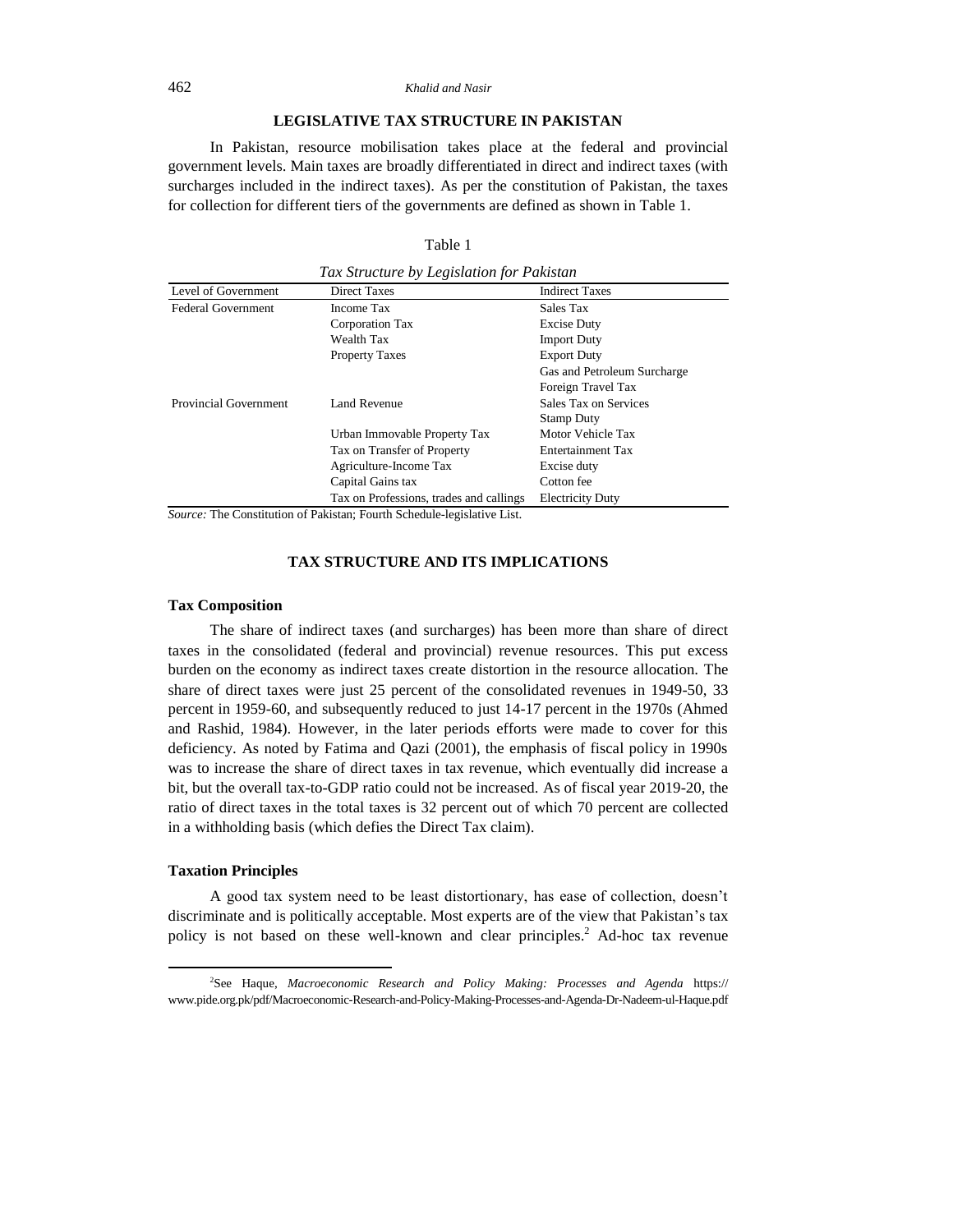## LEGISLATIVE TAX STRUCTURE IN PAKISTAN

In Pakistan, resource mobilisation takes place at the federal and provincial government levels. Main taxes are broadly differentiated in direct and indirect taxes (with surcharges included in the indirect taxes). As per the constitution of Pakistan, the taxes for collection for different tiers of the governments are defined as shown in Table 1.

Table 1

*Tax Structure by Legislation for Pakistan*

| Level of Government | Direct Taxes | Indirect Taxes |
|---|---|---|
| Federal Government | Income Tax | Sales Tax |
| | Corporation Tax | Excise Duty |
| | Wealth Tax | Import Duty |
| | Property Taxes | Export Duty |
| | | Gas and Petroleum Surcharge |
| | | Foreign Travel Tax |
| Provincial Government | Land Revenue | Sales Tax on Services |
| | | Stamp Duty |
| | Urban Immovable Property Tax | Motor Vehicle Tax |
| | Tax on Transfer of Property | Entertainment Tax |
| | Agriculture-Income Tax | Excise duty |
| | Capital Gains tax | Cotton fee |
| | Tax on Professions, trades and callings | Electricity Duty |

*Source:* The Constitution of Pakistan; Fourth Schedule-legislative List.

## TAX STRUCTURE AND ITS IMPLICATIONS

### Tax Composition

The share of indirect taxes (and surcharges) has been more than share of direct taxes in the consolidated (federal and provincial) revenue resources. This put excess burden on the economy as indirect taxes create distortion in the resource allocation. The share of direct taxes were just 25 percent of the consolidated revenues in 1949-50, 33 percent in 1959-60, and subsequently reduced to just 14-17 percent in the 1970s (Ahmed and Rashid, 1984). However, in the later periods efforts were made to cover for this deficiency. As noted by Fatima and Qazi (2001), the emphasis of fiscal policy in 1990s was to increase the share of direct taxes in tax revenue, which eventually did increase a bit, but the overall tax-to-GDP ratio could not be increased. As of fiscal year 2019-20, the ratio of direct taxes in the total taxes is 32 percent out of which 70 percent are collected in a withholding basis (which defies the Direct Tax claim).

### Taxation Principles

A good tax system need to be least distortionary, has ease of collection, doesn't discriminate and is politically acceptable. Most experts are of the view that Pakistan's tax policy is not based on these well-known and clear principles.[2] Ad-hoc tax revenue

[2]See Haque, *Macroeconomic Research and Policy Making: Processes and Agenda* https://www.pide.org.pk/pdf/Macroeconomic-Research-and-Policy-Making-Processes-and-Agenda-Dr-Nadeem-ul-Haque.pdf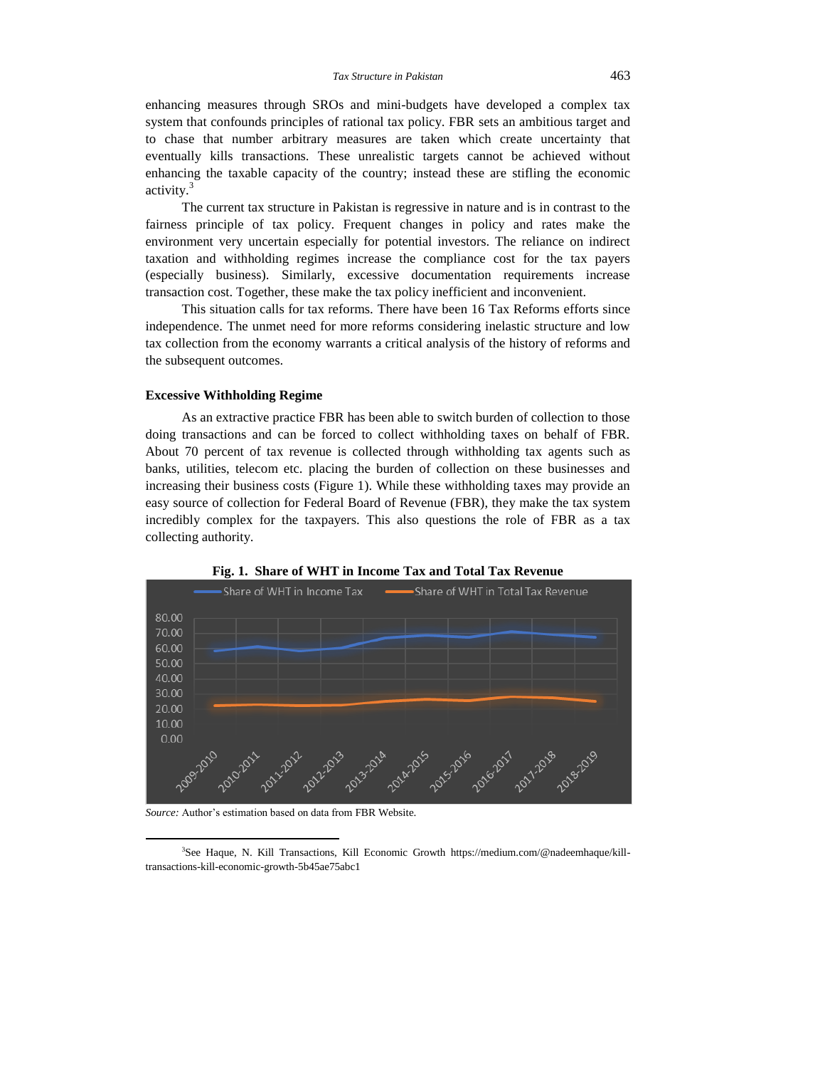enhancing measures through SROs and mini-budgets have developed a complex tax system that confounds principles of rational tax policy. FBR sets an ambitious target and to chase that number arbitrary measures are taken which create uncertainty that eventually kills transactions. These unrealistic targets cannot be achieved without enhancing the taxable capacity of the country; instead these are stifling the economic activity.[3]

The current tax structure in Pakistan is regressive in nature and is in contrast to the fairness principle of tax policy. Frequent changes in policy and rates make the environment very uncertain especially for potential investors. The reliance on indirect taxation and withholding regimes increase the compliance cost for the tax payers (especially business). Similarly, excessive documentation requirements increase transaction cost. Together, these make the tax policy inefficient and inconvenient.

This situation calls for tax reforms. There have been 16 Tax Reforms efforts since independence. The unmet need for more reforms considering inelastic structure and low tax collection from the economy warrants a critical analysis of the history of reforms and the subsequent outcomes.

## Excessive Withholding Regime

As an extractive practice FBR has been able to switch burden of collection to those doing transactions and can be forced to collect withholding taxes on behalf of FBR. About 70 percent of tax revenue is collected through withholding tax agents such as banks, utilities, telecom etc. placing the burden of collection on these businesses and increasing their business costs (Figure 1). While these withholding taxes may provide an easy source of collection for Federal Board of Revenue (FBR), they make the tax system incredibly complex for the taxpayers. This also questions the role of FBR as a tax collecting authority.

**Fig. 1. Share of WHT in Income Tax and Total Tax Revenue**

*Source:* Author's estimation based on data from FBR Website.

[3] See Haque, N. Kill Transactions, Kill Economic Growth https://medium.com/@nadeemhaque/kill-transactions-kill-economic-growth-5b45ae75abc1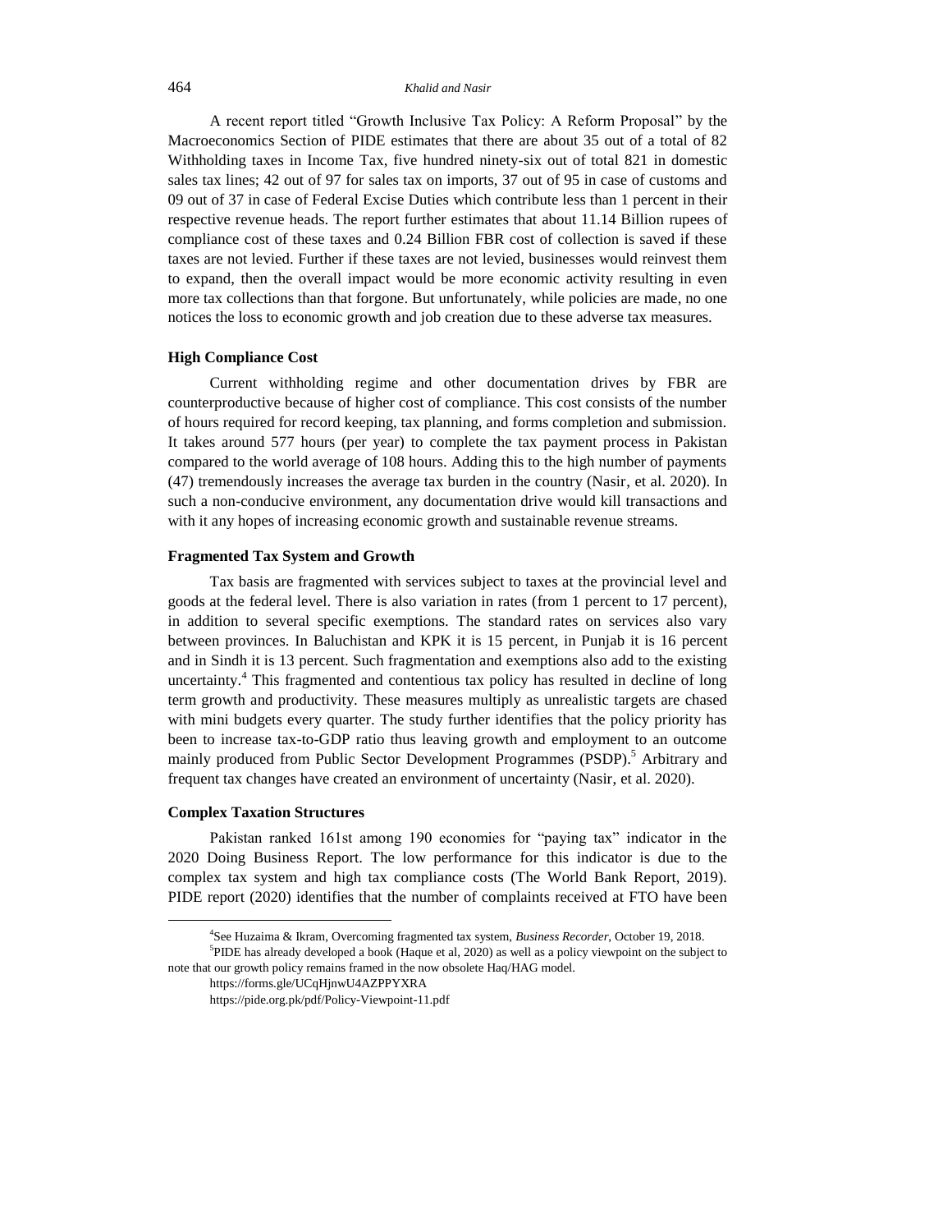A recent report titled "Growth Inclusive Tax Policy: A Reform Proposal" by the Macroeconomics Section of PIDE estimates that there are about 35 out of a total of 82 Withholding taxes in Income Tax, five hundred ninety-six out of total 821 in domestic sales tax lines; 42 out of 97 for sales tax on imports, 37 out of 95 in case of customs and 09 out of 37 in case of Federal Excise Duties which contribute less than 1 percent in their respective revenue heads. The report further estimates that about 11.14 Billion rupees of compliance cost of these taxes and 0.24 Billion FBR cost of collection is saved if these taxes are not levied. Further if these taxes are not levied, businesses would reinvest them to expand, then the overall impact would be more economic activity resulting in even more tax collections than that forgone. But unfortunately, while policies are made, no one notices the loss to economic growth and job creation due to these adverse tax measures.

### High Compliance Cost

Current withholding regime and other documentation drives by FBR are counterproductive because of higher cost of compliance. This cost consists of the number of hours required for record keeping, tax planning, and forms completion and submission. It takes around 577 hours (per year) to complete the tax payment process in Pakistan compared to the world average of 108 hours. Adding this to the high number of payments (47) tremendously increases the average tax burden in the country (Nasir, et al. 2020). In such a non-conducive environment, any documentation drive would kill transactions and with it any hopes of increasing economic growth and sustainable revenue streams.

### Fragmented Tax System and Growth

Tax basis are fragmented with services subject to taxes at the provincial level and goods at the federal level. There is also variation in rates (from 1 percent to 17 percent), in addition to several specific exemptions. The standard rates on services also vary between provinces. In Baluchistan and KPK it is 15 percent, in Punjab it is 16 percent and in Sindh it is 13 percent. Such fragmentation and exemptions also add to the existing uncertainty.[4] This fragmented and contentious tax policy has resulted in decline of long term growth and productivity. These measures multiply as unrealistic targets are chased with mini budgets every quarter. The study further identifies that the policy priority has been to increase tax-to-GDP ratio thus leaving growth and employment to an outcome mainly produced from Public Sector Development Programmes (PSDP).[5] Arbitrary and frequent tax changes have created an environment of uncertainty (Nasir, et al. 2020).

### Complex Taxation Structures

Pakistan ranked 161st among 190 economies for "paying tax" indicator in the 2020 Doing Business Report. The low performance for this indicator is due to the complex tax system and high tax compliance costs (The World Bank Report, 2019). PIDE report (2020) identifies that the number of complaints received at FTO have been

---

[4] See Huzaima & Ikram, Overcoming fragmented tax system, *Business Recorder*, October 19, 2018.

[5] PIDE has already developed a book (Haque et al, 2020) as well as a policy viewpoint on the subject to note that our growth policy remains framed in the now obsolete Haq/HAG model.

https://forms.gle/UCqHjnwU4AZPPYXRA

https://pide.org.pk/pdf/Policy-Viewpoint-11.pdf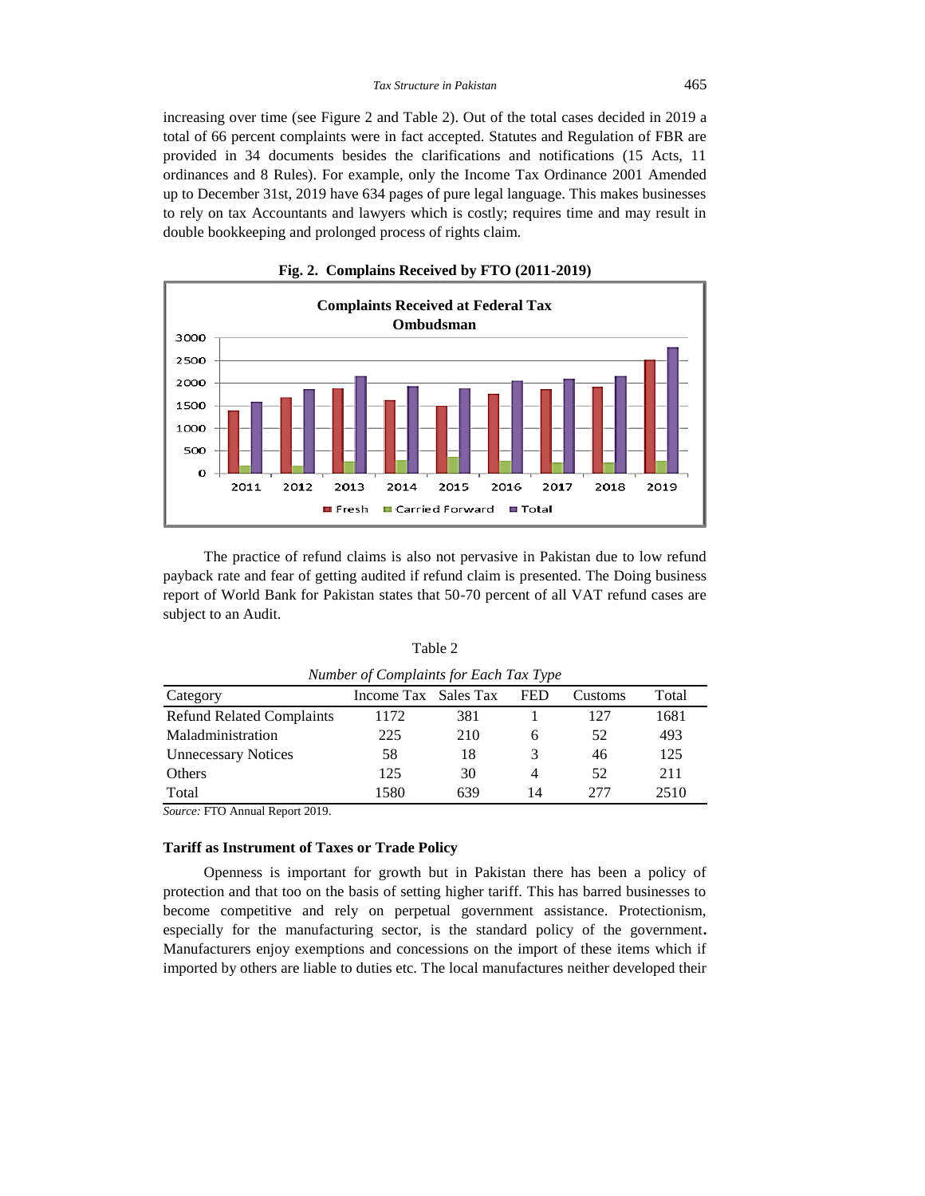increasing over time (see Figure 2 and Table 2). Out of the total cases decided in 2019 a total of 66 percent complaints were in fact accepted. Statutes and Regulation of FBR are provided in 34 documents besides the clarifications and notifications (15 Acts, 11 ordinances and 8 Rules). For example, only the Income Tax Ordinance 2001 Amended up to December 31st, 2019 have 634 pages of pure legal language. This makes businesses to rely on tax Accountants and lawyers which is costly; requires time and may result in double bookkeeping and prolonged process of rights claim.

**Fig. 2. Complains Received by FTO (2011-2019)**

The practice of refund claims is also not pervasive in Pakistan due to low refund payback rate and fear of getting audited if refund claim is presented. The Doing business report of World Bank for Pakistan states that 50-70 percent of all VAT refund cases are subject to an Audit.

Table 2

*Number of Complaints for Each Tax Type*

| Category | Income Tax | Sales Tax | FED | Customs | Total |
|---|---|---|---|---|---|
| Refund Related Complaints | 1172 | 381 | 1 | 127 | 1681 |
| Maladministration | 225 | 210 | 6 | 52 | 493 |
| Unnecessary Notices | 58 | 18 | 3 | 46 | 125 |
| Others | 125 | 30 | 4 | 52 | 211 |
| Total | 1580 | 639 | 14 | 277 | 2510 |

*Source:* FTO Annual Report 2019.

### Tariff as Instrument of Taxes or Trade Policy

Openness is important for growth but in Pakistan there has been a policy of protection and that too on the basis of setting higher tariff. This has barred businesses to become competitive and rely on perpetual government assistance. Protectionism, especially for the manufacturing sector, is the standard policy of the government**.** Manufacturers enjoy exemptions and concessions on the import of these items which if imported by others are liable to duties etc. The local manufactures neither developed their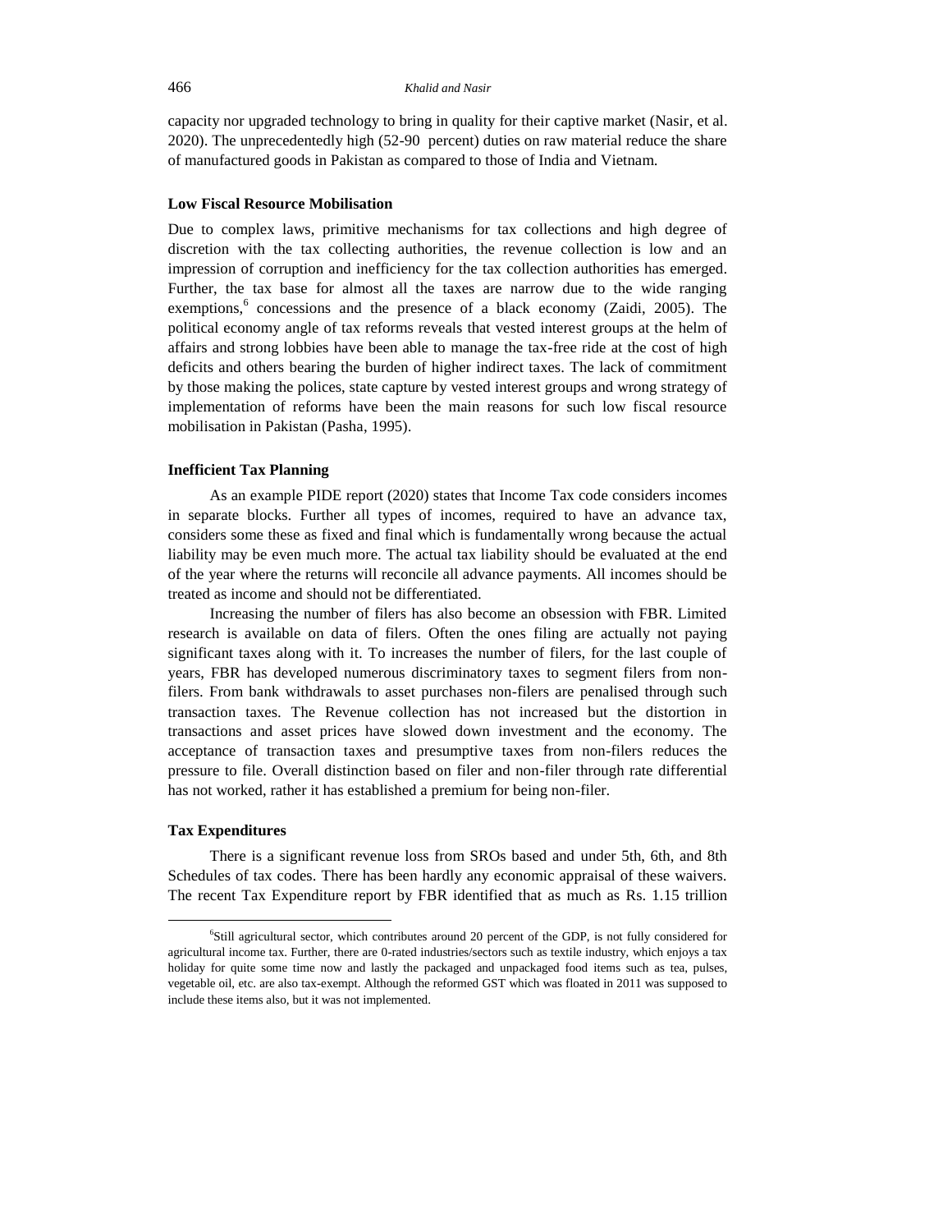capacity nor upgraded technology to bring in quality for their captive market (Nasir, et al. 2020). The unprecedentedly high (52-90 percent) duties on raw material reduce the share of manufactured goods in Pakistan as compared to those of India and Vietnam.

### Low Fiscal Resource Mobilisation

Due to complex laws, primitive mechanisms for tax collections and high degree of discretion with the tax collecting authorities, the revenue collection is low and an impression of corruption and inefficiency for the tax collection authorities has emerged. Further, the tax base for almost all the taxes are narrow due to the wide ranging exemptions,[6] concessions and the presence of a black economy (Zaidi, 2005). The political economy angle of tax reforms reveals that vested interest groups at the helm of affairs and strong lobbies have been able to manage the tax-free ride at the cost of high deficits and others bearing the burden of higher indirect taxes. The lack of commitment by those making the polices, state capture by vested interest groups and wrong strategy of implementation of reforms have been the main reasons for such low fiscal resource mobilisation in Pakistan (Pasha, 1995).

### Inefficient Tax Planning

As an example PIDE report (2020) states that Income Tax code considers incomes in separate blocks. Further all types of incomes, required to have an advance tax, considers some these as fixed and final which is fundamentally wrong because the actual liability may be even much more. The actual tax liability should be evaluated at the end of the year where the returns will reconcile all advance payments. All incomes should be treated as income and should not be differentiated.

Increasing the number of filers has also become an obsession with FBR. Limited research is available on data of filers. Often the ones filing are actually not paying significant taxes along with it. To increases the number of filers, for the last couple of years, FBR has developed numerous discriminatory taxes to segment filers from non-filers. From bank withdrawals to asset purchases non-filers are penalised through such transaction taxes. The Revenue collection has not increased but the distortion in transactions and asset prices have slowed down investment and the economy. The acceptance of transaction taxes and presumptive taxes from non-filers reduces the pressure to file. Overall distinction based on filer and non-filer through rate differential has not worked, rather it has established a premium for being non-filer.

### Tax Expenditures

There is a significant revenue loss from SROs based and under 5th, 6th, and 8th Schedules of tax codes. There has been hardly any economic appraisal of these waivers. The recent Tax Expenditure report by FBR identified that as much as Rs. 1.15 trillion

---

[6]Still agricultural sector, which contributes around 20 percent of the GDP, is not fully considered for agricultural income tax. Further, there are 0-rated industries/sectors such as textile industry, which enjoys a tax holiday for quite some time now and lastly the packaged and unpackaged food items such as tea, pulses, vegetable oil, etc. are also tax-exempt. Although the reformed GST which was floated in 2011 was supposed to include these items also, but it was not implemented.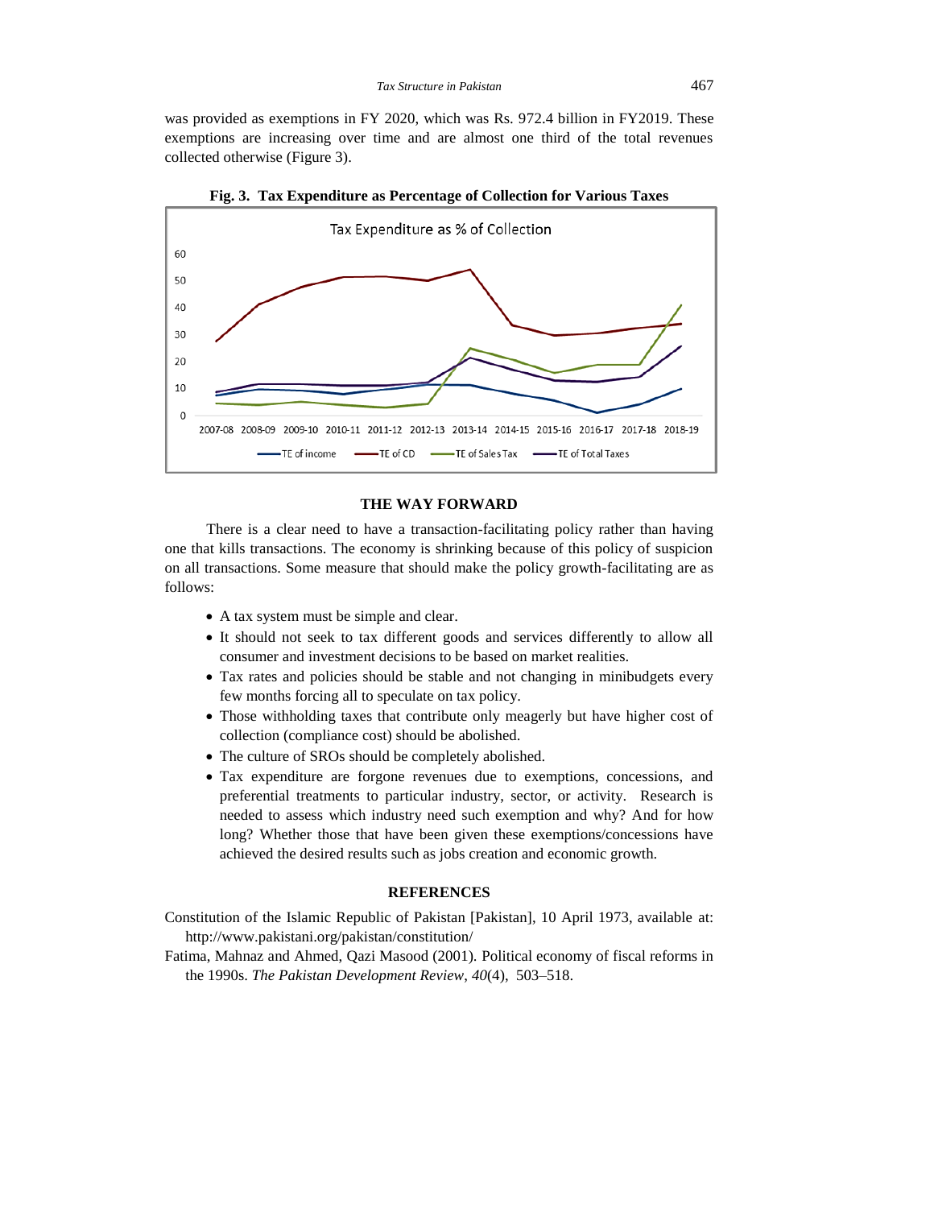was provided as exemptions in FY 2020, which was Rs. 972.4 billion in FY2019. These exemptions are increasing over time and are almost one third of the total revenues collected otherwise (Figure 3).

**Fig. 3. Tax Expenditure as Percentage of Collection for Various Taxes**

## THE WAY FORWARD

There is a clear need to have a transaction-facilitating policy rather than having one that kills transactions. The economy is shrinking because of this policy of suspicion on all transactions. Some measure that should make the policy growth-facilitating are as follows:

- A tax system must be simple and clear.
- It should not seek to tax different goods and services differently to allow all consumer and investment decisions to be based on market realities.
- Tax rates and policies should be stable and not changing in minibudgets every few months forcing all to speculate on tax policy.
- Those withholding taxes that contribute only meagerly but have higher cost of collection (compliance cost) should be abolished.
- The culture of SROs should be completely abolished.
- Tax expenditure are forgone revenues due to exemptions, concessions, and preferential treatments to particular industry, sector, or activity. Research is needed to assess which industry need such exemption and why? And for how long? Whether those that have been given these exemptions/concessions have achieved the desired results such as jobs creation and economic growth.

## REFERENCES

Constitution of the Islamic Republic of Pakistan [Pakistan], 10 April 1973, available at: http://www.pakistani.org/pakistan/constitution/

Fatima, Mahnaz and Ahmed, Qazi Masood (2001). Political economy of fiscal reforms in the 1990s. *The Pakistan Development Review*, *40*(4), 503–518.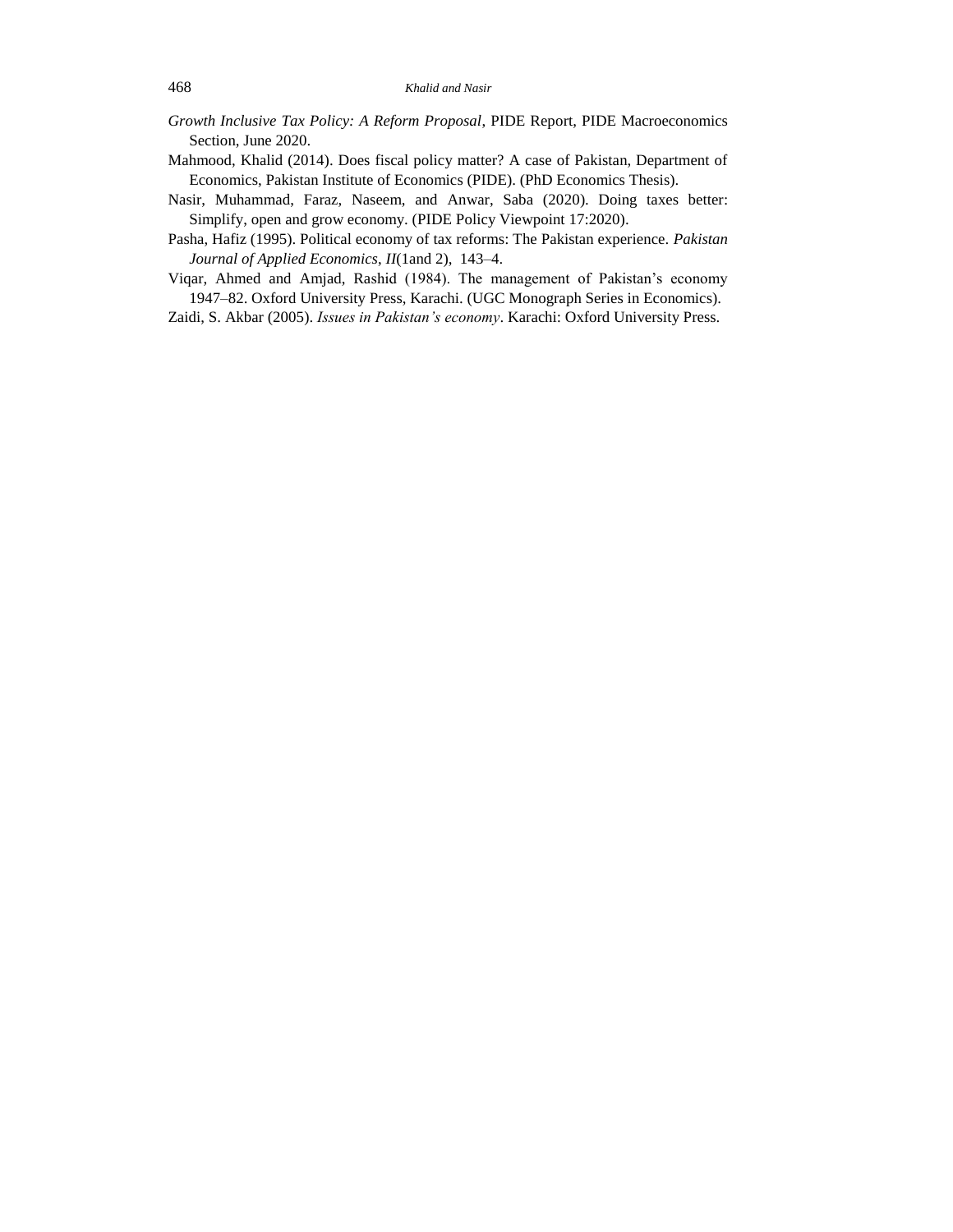*Growth Inclusive Tax Policy: A Reform Proposal*, PIDE Report, PIDE Macroeconomics Section, June 2020.

Mahmood, Khalid (2014). Does fiscal policy matter? A case of Pakistan, Department of Economics, Pakistan Institute of Economics (PIDE). (PhD Economics Thesis).

Nasir, Muhammad, Faraz, Naseem, and Anwar, Saba (2020). Doing taxes better: Simplify, open and grow economy. (PIDE Policy Viewpoint 17:2020).

Pasha, Hafiz (1995). Political economy of tax reforms: The Pakistan experience. *Pakistan Journal of Applied Economics, II*(1and 2), 143–4.

Viqar, Ahmed and Amjad, Rashid (1984). The management of Pakistan's economy 1947–82. Oxford University Press, Karachi. (UGC Monograph Series in Economics).

Zaidi, S. Akbar (2005). *Issues in Pakistan's economy*. Karachi: Oxford University Press.